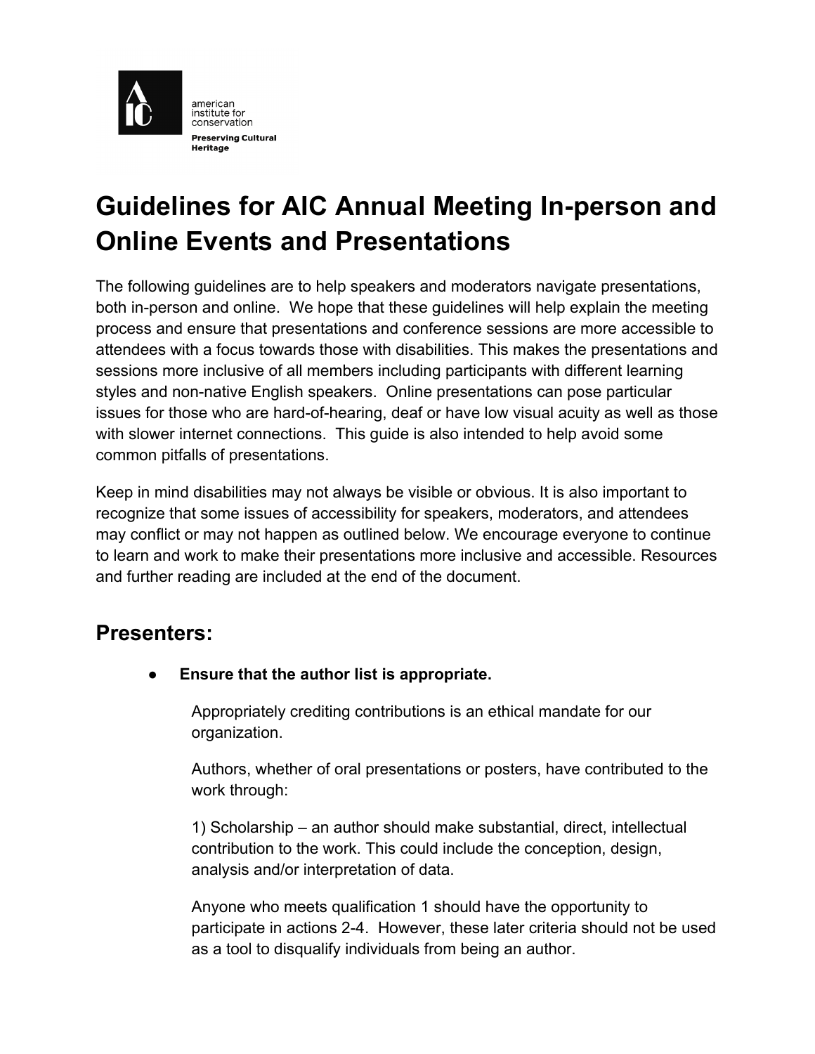american institute for conservation

Preserving Cultural Heritage

# Guidelines for AIC Annual Meeting In-person and Online Events and Presentations

The following guidelines are to help speakers and moderators navigate presentations, both in-person and online. We hope that these guidelines will help explain the meeting process and ensure that presentations and conference sessions are more accessible to attendees with a focus towards those with disabilities. This makes the presentations and sessions more inclusive of all members including participants with different learning styles and non-native English speakers. Online presentations can pose particular issues for those who are hard-of-hearing, deaf or have low visual acuity as well as those with slower internet connections. This guide is also intended to help avoid some common pitfalls of presentations.

Keep in mind disabilities may not always be visible or obvious. It is also important to recognize that some issues of accessibility for speakers, moderators, and attendees may conflict or may not happen as outlined below. We encourage everyone to continue to learn and work to make their presentations more inclusive and accessible. Resources and further reading are included at the end of the document.

## Presenters:

- **Ensure that the author list is appropriate.**

  Appropriately crediting contributions is an ethical mandate for our organization.

  Authors, whether of oral presentations or posters, have contributed to the work through:

  1) Scholarship – an author should make substantial, direct, intellectual contribution to the work. This could include the conception, design, analysis and/or interpretation of data.

  Anyone who meets qualification 1 should have the opportunity to participate in actions 2-4. However, these later criteria should not be used as a tool to disqualify individuals from being an author.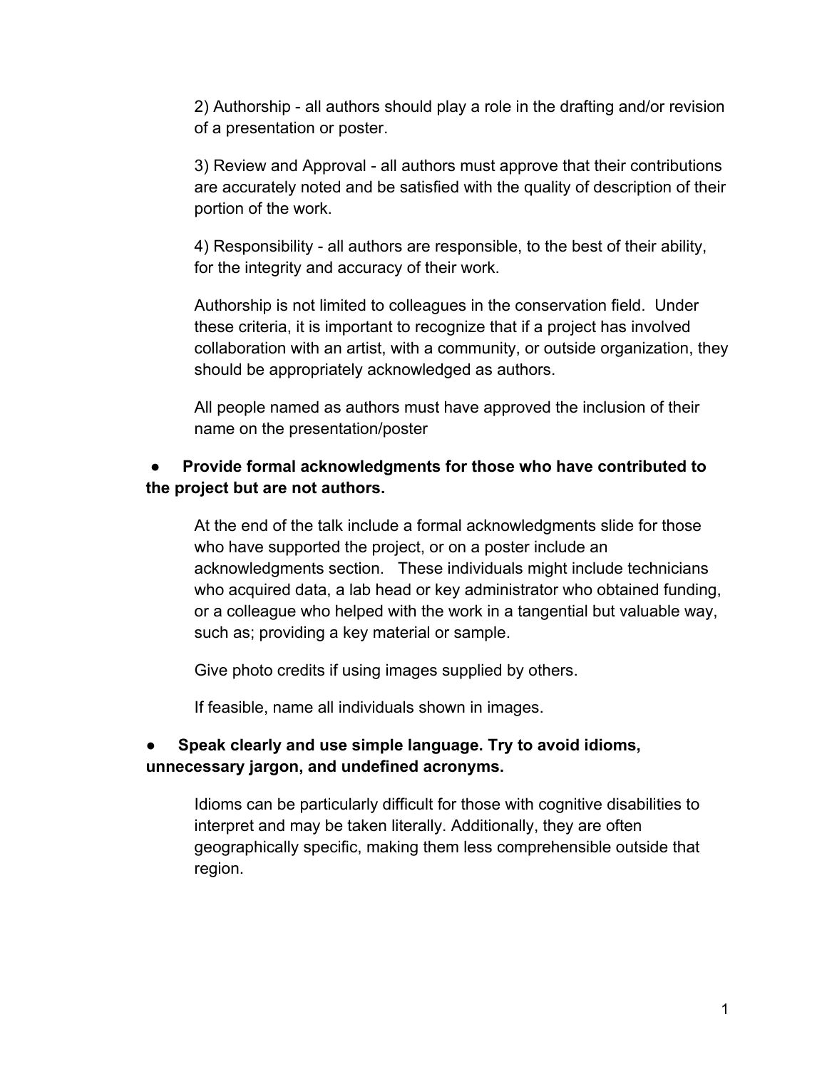2) Authorship - all authors should play a role in the drafting and/or revision of a presentation or poster.

3) Review and Approval - all authors must approve that their contributions are accurately noted and be satisfied with the quality of description of their portion of the work.

4) Responsibility - all authors are responsible, to the best of their ability, for the integrity and accuracy of their work.

Authorship is not limited to colleagues in the conservation field. Under these criteria, it is important to recognize that if a project has involved collaboration with an artist, with a community, or outside organization, they should be appropriately acknowledged as authors.

All people named as authors must have approved the inclusion of their name on the presentation/poster

- **Provide formal acknowledgments for those who have contributed to the project but are not authors.**

  At the end of the talk include a formal acknowledgments slide for those who have supported the project, or on a poster include an acknowledgments section. These individuals might include technicians who acquired data, a lab head or key administrator who obtained funding, or a colleague who helped with the work in a tangential but valuable way, such as; providing a key material or sample.

  Give photo credits if using images supplied by others.

  If feasible, name all individuals shown in images.

- **Speak clearly and use simple language. Try to avoid idioms, unnecessary jargon, and undefined acronyms.**

  Idioms can be particularly difficult for those with cognitive disabilities to interpret and may be taken literally. Additionally, they are often geographically specific, making them less comprehensible outside that region.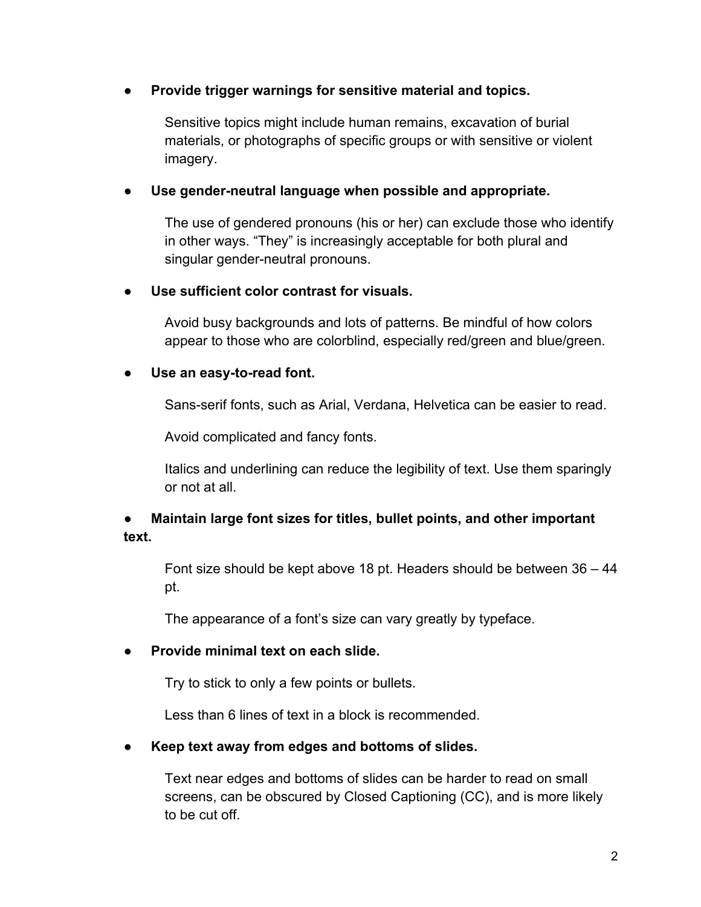- **Provide trigger warnings for sensitive material and topics.**

  Sensitive topics might include human remains, excavation of burial materials, or photographs of specific groups or with sensitive or violent imagery.

- **Use gender-neutral language when possible and appropriate.**

  The use of gendered pronouns (his or her) can exclude those who identify in other ways. "They" is increasingly acceptable for both plural and singular gender-neutral pronouns.

- **Use sufficient color contrast for visuals.**

  Avoid busy backgrounds and lots of patterns. Be mindful of how colors appear to those who are colorblind, especially red/green and blue/green.

- **Use an easy-to-read font.**

  Sans-serif fonts, such as Arial, Verdana, Helvetica can be easier to read.

  Avoid complicated and fancy fonts.

  Italics and underlining can reduce the legibility of text. Use them sparingly or not at all.

- **Maintain large font sizes for titles, bullet points, and other important text.**

  Font size should be kept above 18 pt. Headers should be between 36 – 44 pt.

  The appearance of a font's size can vary greatly by typeface.

- **Provide minimal text on each slide.**

  Try to stick to only a few points or bullets.

  Less than 6 lines of text in a block is recommended.

- **Keep text away from edges and bottoms of slides.**

  Text near edges and bottoms of slides can be harder to read on small screens, can be obscured by Closed Captioning (CC), and is more likely to be cut off.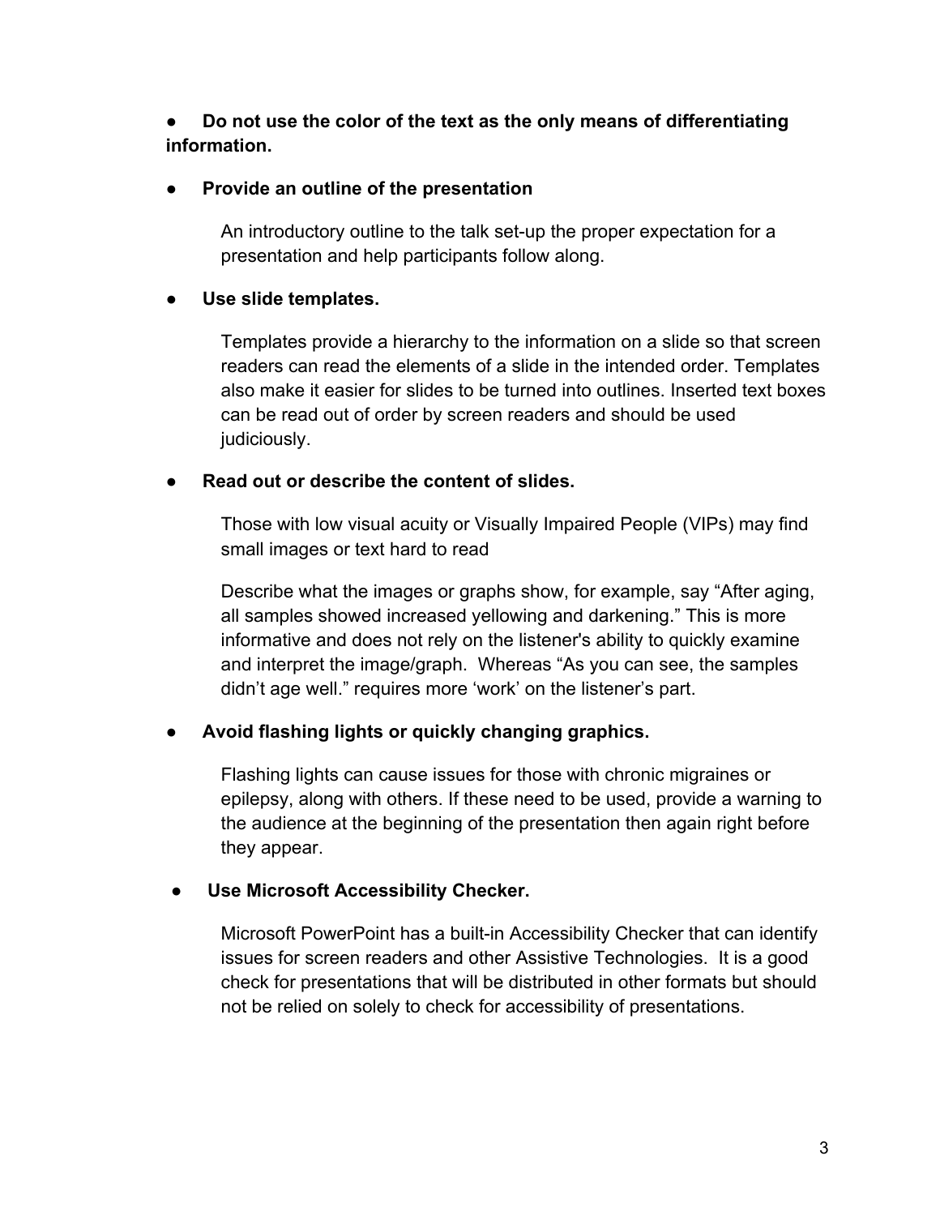- **Do not use the color of the text as the only means of differentiating information.**
- **Provide an outline of the presentation**

  An introductory outline to the talk set-up the proper expectation for a presentation and help participants follow along.

- **Use slide templates.**

  Templates provide a hierarchy to the information on a slide so that screen readers can read the elements of a slide in the intended order. Templates also make it easier for slides to be turned into outlines. Inserted text boxes can be read out of order by screen readers and should be used judiciously.

- **Read out or describe the content of slides.**

  Those with low visual acuity or Visually Impaired People (VIPs) may find small images or text hard to read

  Describe what the images or graphs show, for example, say "After aging, all samples showed increased yellowing and darkening." This is more informative and does not rely on the listener's ability to quickly examine and interpret the image/graph. Whereas "As you can see, the samples didn't age well." requires more 'work' on the listener's part.

- **Avoid flashing lights or quickly changing graphics.**

  Flashing lights can cause issues for those with chronic migraines or epilepsy, along with others. If these need to be used, provide a warning to the audience at the beginning of the presentation then again right before they appear.

- **Use Microsoft Accessibility Checker.**

  Microsoft PowerPoint has a built-in Accessibility Checker that can identify issues for screen readers and other Assistive Technologies. It is a good check for presentations that will be distributed in other formats but should not be relied on solely to check for accessibility of presentations.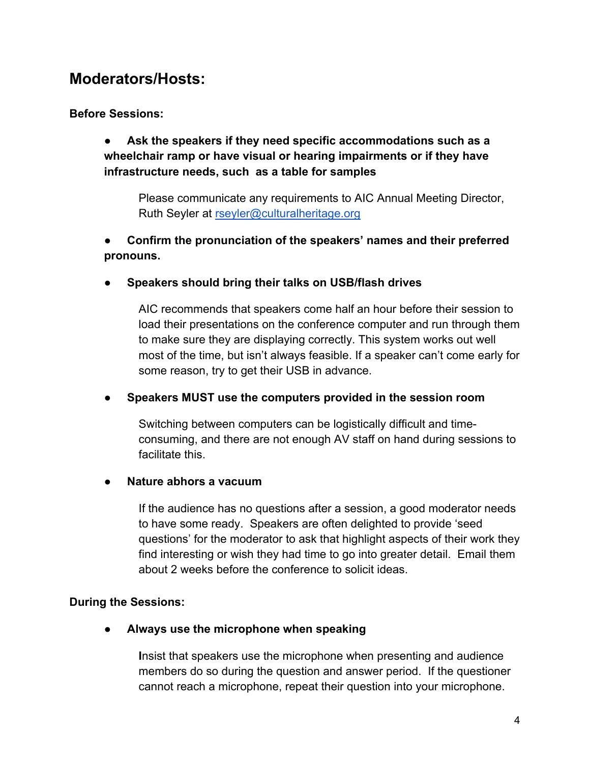## Moderators/Hosts:

**Before Sessions:**

- **Ask the speakers if they need specific accommodations such as a wheelchair ramp or have visual or hearing impairments or if they have infrastructure needs, such as a table for samples**

  Please communicate any requirements to AIC Annual Meeting Director, Ruth Seyler at rseyler@culturalheritage.org

- **Confirm the pronunciation of the speakers' names and their preferred pronouns.**

- **Speakers should bring their talks on USB/flash drives**

  AIC recommends that speakers come half an hour before their session to load their presentations on the conference computer and run through them to make sure they are displaying correctly. This system works out well most of the time, but isn't always feasible. If a speaker can't come early for some reason, try to get their USB in advance.

- **Speakers MUST use the computers provided in the session room**

  Switching between computers can be logistically difficult and time-consuming, and there are not enough AV staff on hand during sessions to facilitate this.

- **Nature abhors a vacuum**

  If the audience has no questions after a session, a good moderator needs to have some ready. Speakers are often delighted to provide 'seed questions' for the moderator to ask that highlight aspects of their work they find interesting or wish they had time to go into greater detail. Email them about 2 weeks before the conference to solicit ideas.

**During the Sessions:**

- **Always use the microphone when speaking**

  Insist that speakers use the microphone when presenting and audience members do so during the question and answer period. If the questioner cannot reach a microphone, repeat their question into your microphone.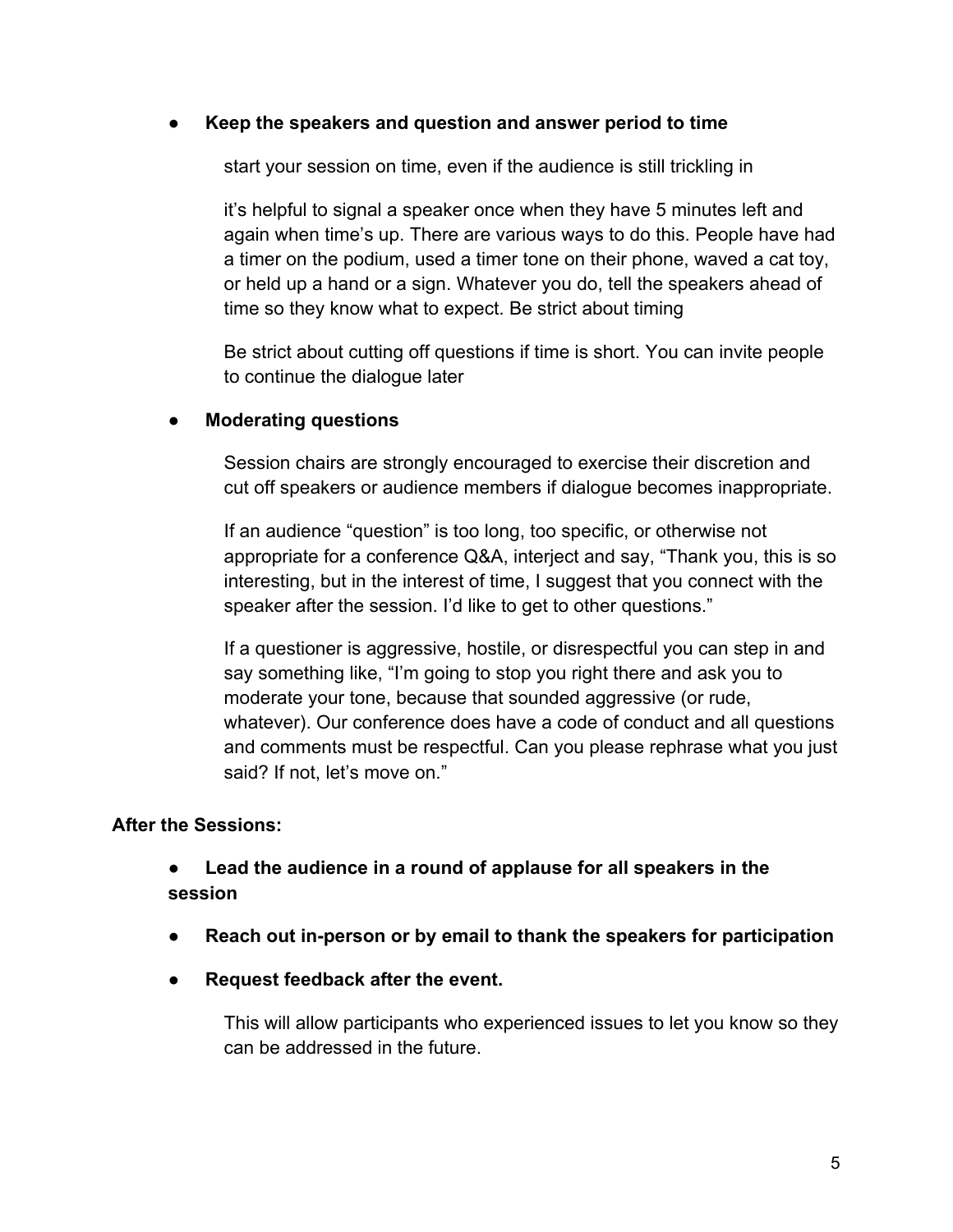- **Keep the speakers and question and answer period to time**

  start your session on time, even if the audience is still trickling in

  it's helpful to signal a speaker once when they have 5 minutes left and again when time's up. There are various ways to do this. People have had a timer on the podium, used a timer tone on their phone, waved a cat toy, or held up a hand or a sign. Whatever you do, tell the speakers ahead of time so they know what to expect. Be strict about timing

  Be strict about cutting off questions if time is short. You can invite people to continue the dialogue later

- **Moderating questions**

  Session chairs are strongly encouraged to exercise their discretion and cut off speakers or audience members if dialogue becomes inappropriate.

  If an audience "question" is too long, too specific, or otherwise not appropriate for a conference Q&A, interject and say, "Thank you, this is so interesting, but in the interest of time, I suggest that you connect with the speaker after the session. I'd like to get to other questions."

  If a questioner is aggressive, hostile, or disrespectful you can step in and say something like, "I'm going to stop you right there and ask you to moderate your tone, because that sounded aggressive (or rude, whatever). Our conference does have a code of conduct and all questions and comments must be respectful. Can you please rephrase what you just said? If not, let's move on."

**After the Sessions:**

- **Lead the audience in a round of applause for all speakers in the session**

- **Reach out in-person or by email to thank the speakers for participation**

- **Request feedback after the event.**

  This will allow participants who experienced issues to let you know so they can be addressed in the future.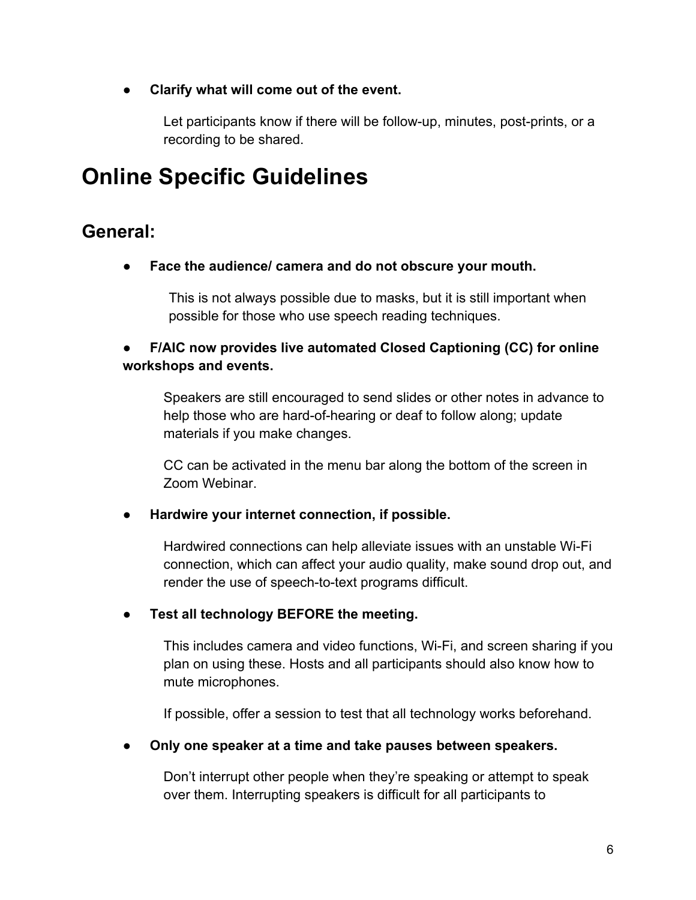- **Clarify what will come out of the event.**

  Let participants know if there will be follow-up, minutes, post-prints, or a recording to be shared.

# Online Specific Guidelines

## General:

- **Face the audience/ camera and do not obscure your mouth.**

  This is not always possible due to masks, but it is still important when possible for those who use speech reading techniques.

- **F/AIC now provides live automated Closed Captioning (CC) for online workshops and events.**

  Speakers are still encouraged to send slides or other notes in advance to help those who are hard-of-hearing or deaf to follow along; update materials if you make changes.

  CC can be activated in the menu bar along the bottom of the screen in Zoom Webinar.

- **Hardwire your internet connection, if possible.**

  Hardwired connections can help alleviate issues with an unstable Wi-Fi connection, which can affect your audio quality, make sound drop out, and render the use of speech-to-text programs difficult.

- **Test all technology BEFORE the meeting.**

  This includes camera and video functions, Wi-Fi, and screen sharing if you plan on using these. Hosts and all participants should also know how to mute microphones.

  If possible, offer a session to test that all technology works beforehand.

- **Only one speaker at a time and take pauses between speakers.**

  Don't interrupt other people when they're speaking or attempt to speak over them. Interrupting speakers is difficult for all participants to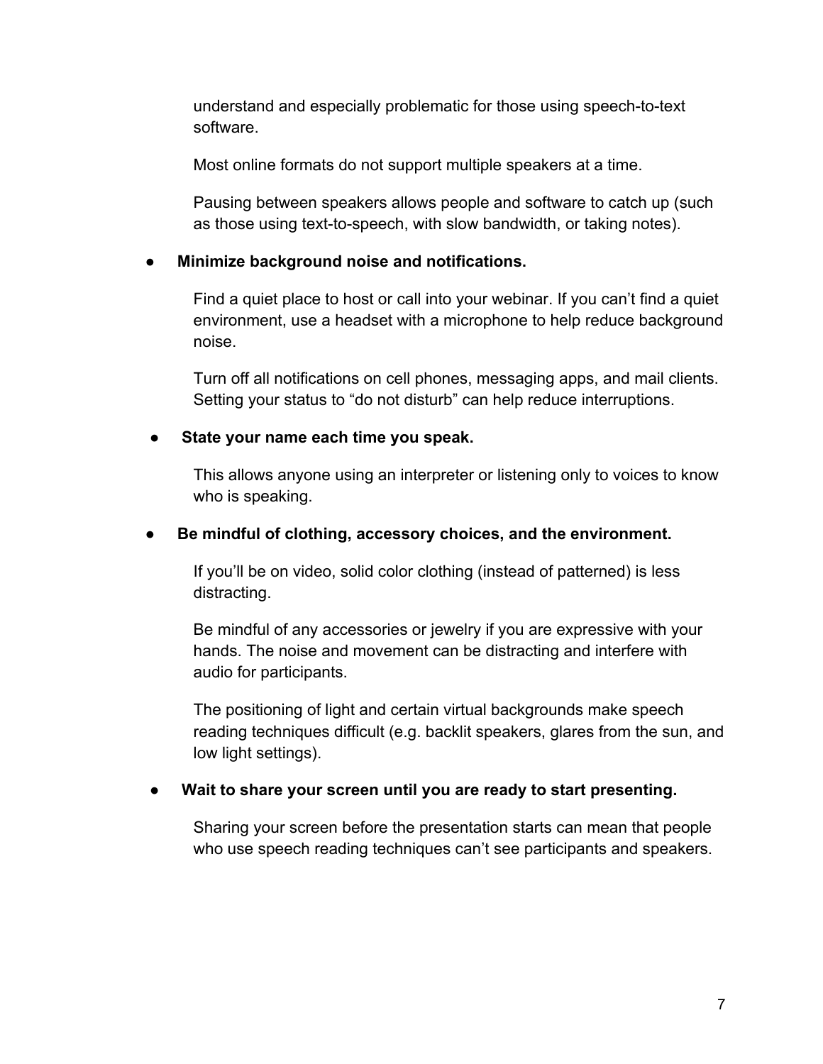understand and especially problematic for those using speech-to-text software.

Most online formats do not support multiple speakers at a time.

Pausing between speakers allows people and software to catch up (such as those using text-to-speech, with slow bandwidth, or taking notes).

- **Minimize background noise and notifications.**

  Find a quiet place to host or call into your webinar. If you can't find a quiet environment, use a headset with a microphone to help reduce background noise.

  Turn off all notifications on cell phones, messaging apps, and mail clients. Setting your status to "do not disturb" can help reduce interruptions.

- **State your name each time you speak.**

  This allows anyone using an interpreter or listening only to voices to know who is speaking.

- **Be mindful of clothing, accessory choices, and the environment.**

  If you'll be on video, solid color clothing (instead of patterned) is less distracting.

  Be mindful of any accessories or jewelry if you are expressive with your hands. The noise and movement can be distracting and interfere with audio for participants.

  The positioning of light and certain virtual backgrounds make speech reading techniques difficult (e.g. backlit speakers, glares from the sun, and low light settings).

- **Wait to share your screen until you are ready to start presenting.**

  Sharing your screen before the presentation starts can mean that people who use speech reading techniques can't see participants and speakers.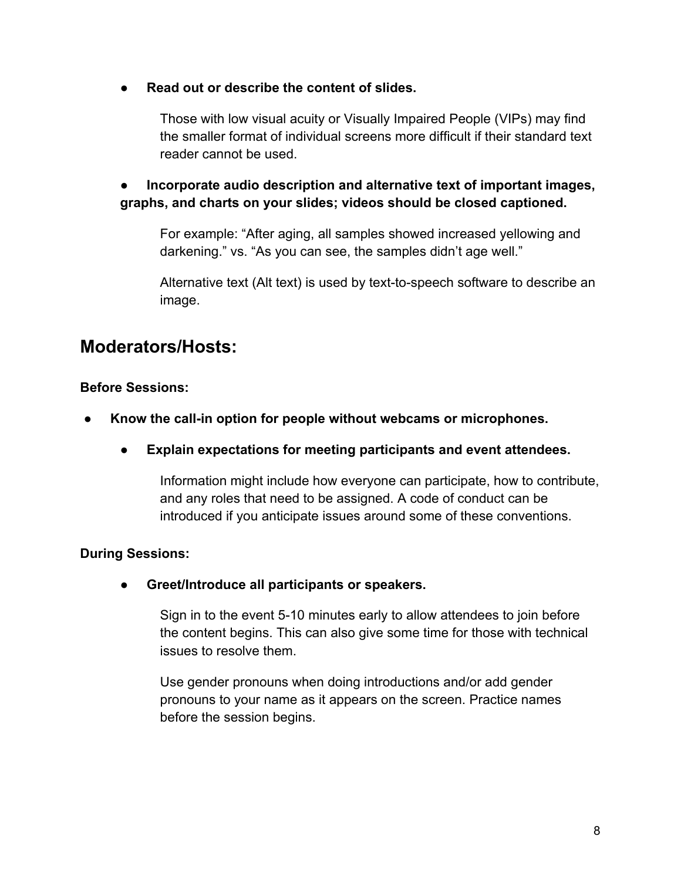- **Read out or describe the content of slides.**

  Those with low visual acuity or Visually Impaired People (VIPs) may find the smaller format of individual screens more difficult if their standard text reader cannot be used.

- **Incorporate audio description and alternative text of important images, graphs, and charts on your slides; videos should be closed captioned.**

  For example: “After aging, all samples showed increased yellowing and darkening.” vs. “As you can see, the samples didn’t age well.”

  Alternative text (Alt text) is used by text-to-speech software to describe an image.

## Moderators/Hosts:

**Before Sessions:**

- **Know the call-in option for people without webcams or microphones.**

- **Explain expectations for meeting participants and event attendees.**

  Information might include how everyone can participate, how to contribute, and any roles that need to be assigned. A code of conduct can be introduced if you anticipate issues around some of these conventions.

**During Sessions:**

- **Greet/Introduce all participants or speakers.**

  Sign in to the event 5-10 minutes early to allow attendees to join before the content begins. This can also give some time for those with technical issues to resolve them.

  Use gender pronouns when doing introductions and/or add gender pronouns to your name as it appears on the screen. Practice names before the session begins.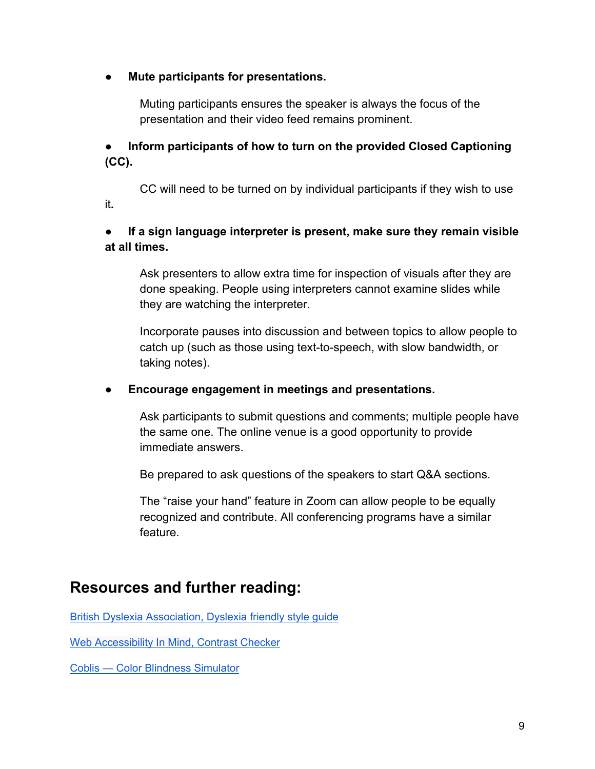- **Mute participants for presentations.**

  Muting participants ensures the speaker is always the focus of the presentation and their video feed remains prominent.

- **Inform participants of how to turn on the provided Closed Captioning (CC).**

  CC will need to be turned on by individual participants if they wish to use it.

- **If a sign language interpreter is present, make sure they remain visible at all times.**

  Ask presenters to allow extra time for inspection of visuals after they are done speaking. People using interpreters cannot examine slides while they are watching the interpreter.

  Incorporate pauses into discussion and between topics to allow people to catch up (such as those using text-to-speech, with slow bandwidth, or taking notes).

- **Encourage engagement in meetings and presentations.**

  Ask participants to submit questions and comments; multiple people have the same one. The online venue is a good opportunity to provide immediate answers.

  Be prepared to ask questions of the speakers to start Q&A sections.

  The "raise your hand" feature in Zoom can allow people to be equally recognized and contribute. All conferencing programs have a similar feature.

## Resources and further reading:

British Dyslexia Association, Dyslexia friendly style guide

Web Accessibility In Mind, Contrast Checker

Coblis — Color Blindness Simulator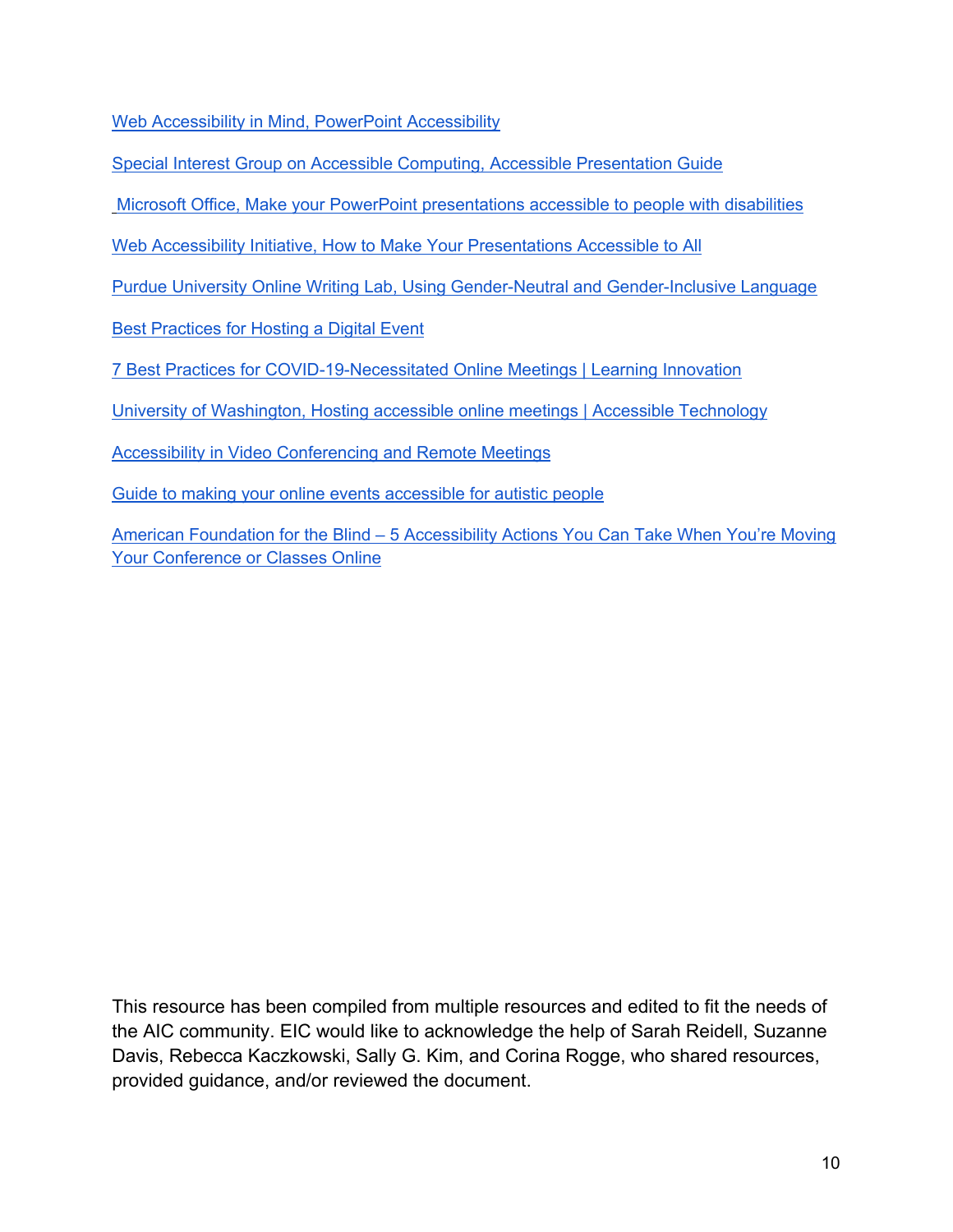Web Accessibility in Mind, PowerPoint Accessibility

Special Interest Group on Accessible Computing, Accessible Presentation Guide

Microsoft Office, Make your PowerPoint presentations accessible to people with disabilities

Web Accessibility Initiative, How to Make Your Presentations Accessible to All

Purdue University Online Writing Lab, Using Gender-Neutral and Gender-Inclusive Language

Best Practices for Hosting a Digital Event

7 Best Practices for COVID-19-Necessitated Online Meetings | Learning Innovation

University of Washington, Hosting accessible online meetings | Accessible Technology

Accessibility in Video Conferencing and Remote Meetings

Guide to making your online events accessible for autistic people

American Foundation for the Blind – 5 Accessibility Actions You Can Take When You're Moving Your Conference or Classes Online

This resource has been compiled from multiple resources and edited to fit the needs of the AIC community. EIC would like to acknowledge the help of Sarah Reidell, Suzanne Davis, Rebecca Kaczkowski, Sally G. Kim, and Corina Rogge, who shared resources, provided guidance, and/or reviewed the document.